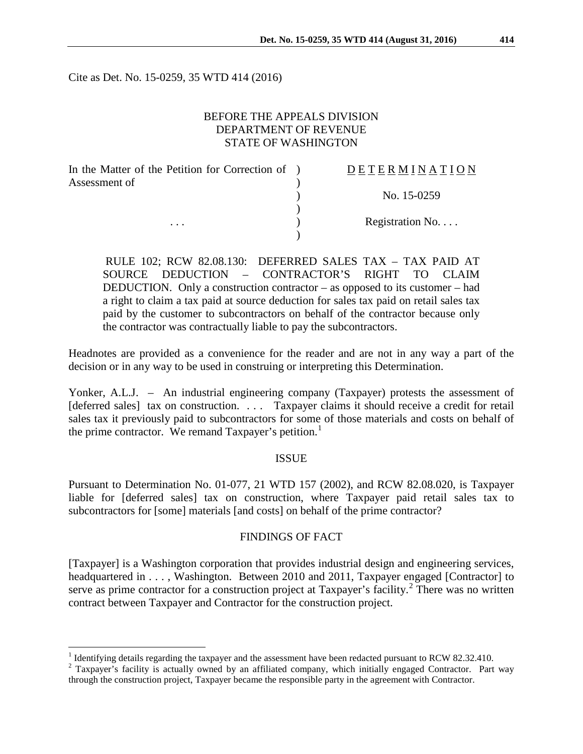Cite as Det. No. 15-0259, 35 WTD 414 (2016)

BEFORE THE APPEALS DIVISION
DEPARTMENT OF REVENUE
STATE OF WASHINGTON

| In the Matter of the Petition for Correction of Assessment of | ) | D E T E R M I N A T I O N |
|---|---|---|
| | ) | No. 15-0259 |
| . . . | ) | Registration No. . . . |

> RULE 102; RCW 82.08.130: DEFERRED SALES TAX – TAX PAID AT SOURCE DEDUCTION – CONTRACTOR'S RIGHT TO CLAIM DEDUCTION. Only a construction contractor – as opposed to its customer – had a right to claim a tax paid at source deduction for sales tax paid on retail sales tax paid by the customer to subcontractors on behalf of the contractor because only the contractor was contractually liable to pay the subcontractors.

Headnotes are provided as a convenience for the reader and are not in any way a part of the decision or in any way to be used in construing or interpreting this Determination.

Yonker, A.L.J. – An industrial engineering company (Taxpayer) protests the assessment of [deferred sales] tax on construction. . . . Taxpayer claims it should receive a credit for retail sales tax it previously paid to subcontractors for some of those materials and costs on behalf of the prime contractor. We remand Taxpayer's petition.[1]

## ISSUE

Pursuant to Determination No. 01-077, 21 WTD 157 (2002), and RCW 82.08.020, is Taxpayer liable for [deferred sales] tax on construction, where Taxpayer paid retail sales tax to subcontractors for [some] materials [and costs] on behalf of the prime contractor?

## FINDINGS OF FACT

[Taxpayer] is a Washington corporation that provides industrial design and engineering services, headquartered in . . . , Washington. Between 2010 and 2011, Taxpayer engaged [Contractor] to serve as prime contractor for a construction project at Taxpayer's facility.[2] There was no written contract between Taxpayer and Contractor for the construction project.

---

[1] Identifying details regarding the taxpayer and the assessment have been redacted pursuant to RCW 82.32.410.

[2] Taxpayer's facility is actually owned by an affiliated company, which initially engaged Contractor. Part way through the construction project, Taxpayer became the responsible party in the agreement with Contractor.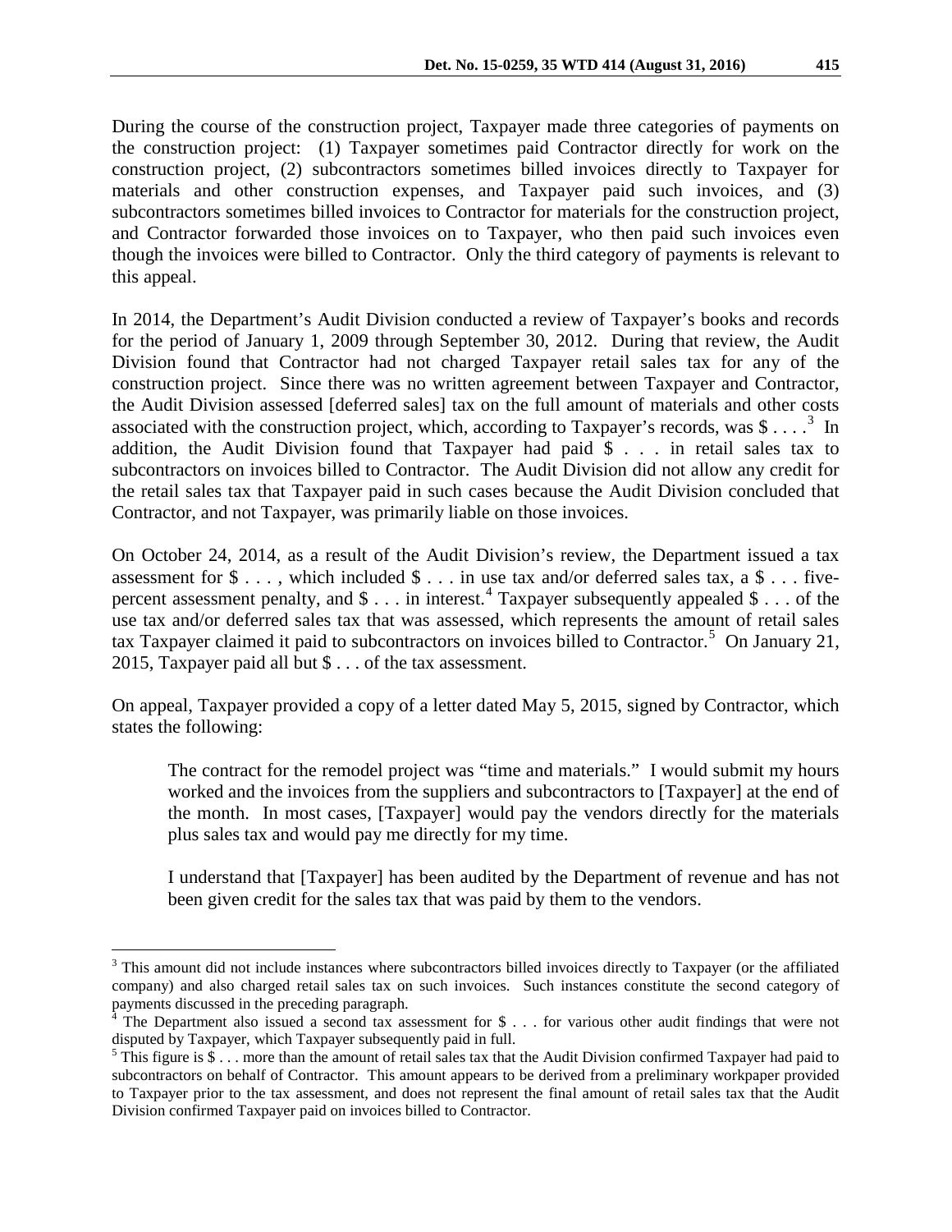During the course of the construction project, Taxpayer made three categories of payments on the construction project: (1) Taxpayer sometimes paid Contractor directly for work on the construction project, (2) subcontractors sometimes billed invoices directly to Taxpayer for materials and other construction expenses, and Taxpayer paid such invoices, and (3) subcontractors sometimes billed invoices to Contractor for materials for the construction project, and Contractor forwarded those invoices on to Taxpayer, who then paid such invoices even though the invoices were billed to Contractor. Only the third category of payments is relevant to this appeal.

In 2014, the Department's Audit Division conducted a review of Taxpayer's books and records for the period of January 1, 2009 through September 30, 2012. During that review, the Audit Division found that Contractor had not charged Taxpayer retail sales tax for any of the construction project. Since there was no written agreement between Taxpayer and Contractor, the Audit Division assessed [deferred sales] tax on the full amount of materials and other costs associated with the construction project, which, according to Taxpayer's records, was $ . . . .[3] In addition, the Audit Division found that Taxpayer had paid $ . . . in retail sales tax to subcontractors on invoices billed to Contractor. The Audit Division did not allow any credit for the retail sales tax that Taxpayer paid in such cases because the Audit Division concluded that Contractor, and not Taxpayer, was primarily liable on those invoices.

On October 24, 2014, as a result of the Audit Division's review, the Department issued a tax assessment for $ . . . , which included $ . . . in use tax and/or deferred sales tax, a $ . . . five-percent assessment penalty, and $ . . . in interest.[4] Taxpayer subsequently appealed $ . . . of the use tax and/or deferred sales tax that was assessed, which represents the amount of retail sales tax Taxpayer claimed it paid to subcontractors on invoices billed to Contractor.[5] On January 21, 2015, Taxpayer paid all but $ . . . of the tax assessment.

On appeal, Taxpayer provided a copy of a letter dated May 5, 2015, signed by Contractor, which states the following:

> The contract for the remodel project was "time and materials." I would submit my hours worked and the invoices from the suppliers and subcontractors to [Taxpayer] at the end of the month. In most cases, [Taxpayer] would pay the vendors directly for the materials plus sales tax and would pay me directly for my time.
>
> I understand that [Taxpayer] has been audited by the Department of revenue and has not been given credit for the sales tax that was paid by them to the vendors.

---

[3] This amount did not include instances where subcontractors billed invoices directly to Taxpayer (or the affiliated company) and also charged retail sales tax on such invoices. Such instances constitute the second category of payments discussed in the preceding paragraph.

[4] The Department also issued a second tax assessment for $ . . . for various other audit findings that were not disputed by Taxpayer, which Taxpayer subsequently paid in full.

[5] This figure is $ . . . more than the amount of retail sales tax that the Audit Division confirmed Taxpayer had paid to subcontractors on behalf of Contractor. This amount appears to be derived from a preliminary workpaper provided to Taxpayer prior to the tax assessment, and does not represent the final amount of retail sales tax that the Audit Division confirmed Taxpayer paid on invoices billed to Contractor.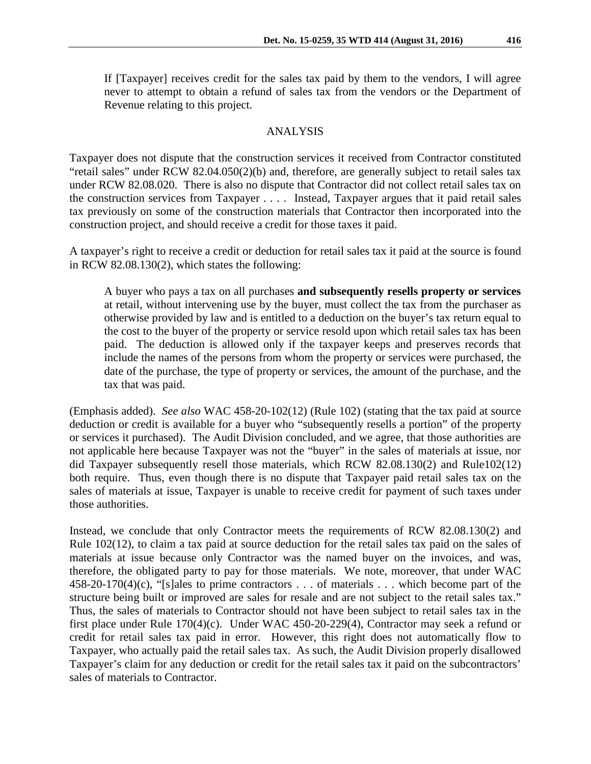> If [Taxpayer] receives credit for the sales tax paid by them to the vendors, I will agree never to attempt to obtain a refund of sales tax from the vendors or the Department of Revenue relating to this project.

## ANALYSIS

Taxpayer does not dispute that the construction services it received from Contractor constituted "retail sales" under RCW 82.04.050(2)(b) and, therefore, are generally subject to retail sales tax under RCW 82.08.020. There is also no dispute that Contractor did not collect retail sales tax on the construction services from Taxpayer . . . . Instead, Taxpayer argues that it paid retail sales tax previously on some of the construction materials that Contractor then incorporated into the construction project, and should receive a credit for those taxes it paid.

A taxpayer's right to receive a credit or deduction for retail sales tax it paid at the source is found in RCW 82.08.130(2), which states the following:

> A buyer who pays a tax on all purchases **and subsequently resells property or services** at retail, without intervening use by the buyer, must collect the tax from the purchaser as otherwise provided by law and is entitled to a deduction on the buyer's tax return equal to the cost to the buyer of the property or service resold upon which retail sales tax has been paid. The deduction is allowed only if the taxpayer keeps and preserves records that include the names of the persons from whom the property or services were purchased, the date of the purchase, the type of property or services, the amount of the purchase, and the tax that was paid.

(Emphasis added). *See also* WAC 458-20-102(12) (Rule 102) (stating that the tax paid at source deduction or credit is available for a buyer who "subsequently resells a portion" of the property or services it purchased). The Audit Division concluded, and we agree, that those authorities are not applicable here because Taxpayer was not the "buyer" in the sales of materials at issue, nor did Taxpayer subsequently resell those materials, which RCW 82.08.130(2) and Rule102(12) both require. Thus, even though there is no dispute that Taxpayer paid retail sales tax on the sales of materials at issue, Taxpayer is unable to receive credit for payment of such taxes under those authorities.

Instead, we conclude that only Contractor meets the requirements of RCW 82.08.130(2) and Rule 102(12), to claim a tax paid at source deduction for the retail sales tax paid on the sales of materials at issue because only Contractor was the named buyer on the invoices, and was, therefore, the obligated party to pay for those materials. We note, moreover, that under WAC 458-20-170(4)(c), "[s]ales to prime contractors . . . of materials . . . which become part of the structure being built or improved are sales for resale and are not subject to the retail sales tax." Thus, the sales of materials to Contractor should not have been subject to retail sales tax in the first place under Rule 170(4)(c). Under WAC 450-20-229(4), Contractor may seek a refund or credit for retail sales tax paid in error. However, this right does not automatically flow to Taxpayer, who actually paid the retail sales tax. As such, the Audit Division properly disallowed Taxpayer's claim for any deduction or credit for the retail sales tax it paid on the subcontractors' sales of materials to Contractor.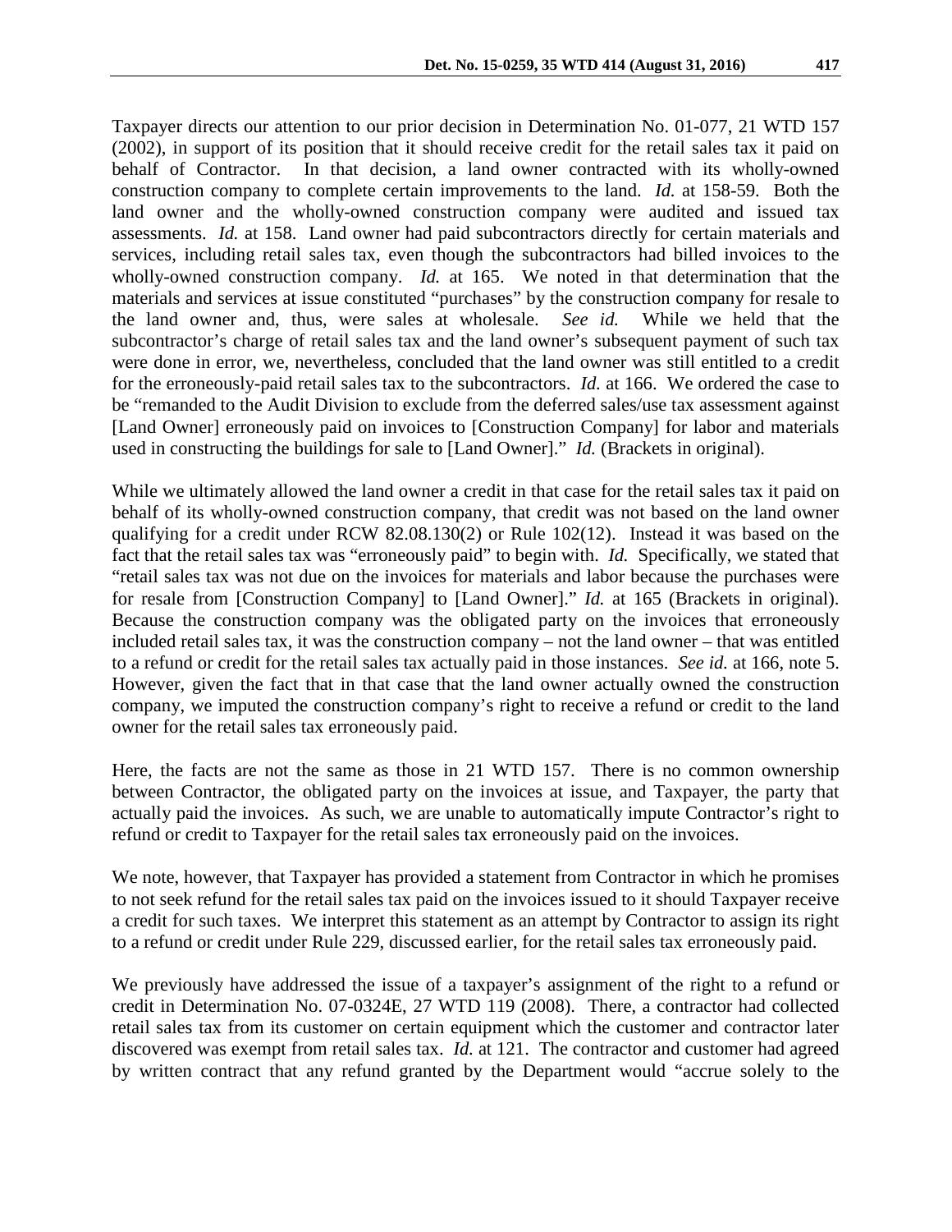Taxpayer directs our attention to our prior decision in Determination No. 01-077, 21 WTD 157 (2002), in support of its position that it should receive credit for the retail sales tax it paid on behalf of Contractor. In that decision, a land owner contracted with its wholly-owned construction company to complete certain improvements to the land. *Id.* at 158-59. Both the land owner and the wholly-owned construction company were audited and issued tax assessments. *Id.* at 158. Land owner had paid subcontractors directly for certain materials and services, including retail sales tax, even though the subcontractors had billed invoices to the wholly-owned construction company. *Id.* at 165. We noted in that determination that the materials and services at issue constituted "purchases" by the construction company for resale to the land owner and, thus, were sales at wholesale. *See id.* While we held that the subcontractor's charge of retail sales tax and the land owner's subsequent payment of such tax were done in error, we, nevertheless, concluded that the land owner was still entitled to a credit for the erroneously-paid retail sales tax to the subcontractors. *Id.* at 166. We ordered the case to be "remanded to the Audit Division to exclude from the deferred sales/use tax assessment against [Land Owner] erroneously paid on invoices to [Construction Company] for labor and materials used in constructing the buildings for sale to [Land Owner]." *Id.* (Brackets in original).

While we ultimately allowed the land owner a credit in that case for the retail sales tax it paid on behalf of its wholly-owned construction company, that credit was not based on the land owner qualifying for a credit under RCW 82.08.130(2) or Rule 102(12). Instead it was based on the fact that the retail sales tax was "erroneously paid" to begin with. *Id.* Specifically, we stated that "retail sales tax was not due on the invoices for materials and labor because the purchases were for resale from [Construction Company] to [Land Owner]." *Id.* at 165 (Brackets in original). Because the construction company was the obligated party on the invoices that erroneously included retail sales tax, it was the construction company – not the land owner – that was entitled to a refund or credit for the retail sales tax actually paid in those instances. *See id.* at 166, note 5. However, given the fact that in that case that the land owner actually owned the construction company, we imputed the construction company's right to receive a refund or credit to the land owner for the retail sales tax erroneously paid.

Here, the facts are not the same as those in 21 WTD 157. There is no common ownership between Contractor, the obligated party on the invoices at issue, and Taxpayer, the party that actually paid the invoices. As such, we are unable to automatically impute Contractor's right to refund or credit to Taxpayer for the retail sales tax erroneously paid on the invoices.

We note, however, that Taxpayer has provided a statement from Contractor in which he promises to not seek refund for the retail sales tax paid on the invoices issued to it should Taxpayer receive a credit for such taxes. We interpret this statement as an attempt by Contractor to assign its right to a refund or credit under Rule 229, discussed earlier, for the retail sales tax erroneously paid.

We previously have addressed the issue of a taxpayer's assignment of the right to a refund or credit in Determination No. 07-0324E, 27 WTD 119 (2008). There, a contractor had collected retail sales tax from its customer on certain equipment which the customer and contractor later discovered was exempt from retail sales tax. *Id.* at 121. The contractor and customer had agreed by written contract that any refund granted by the Department would "accrue solely to the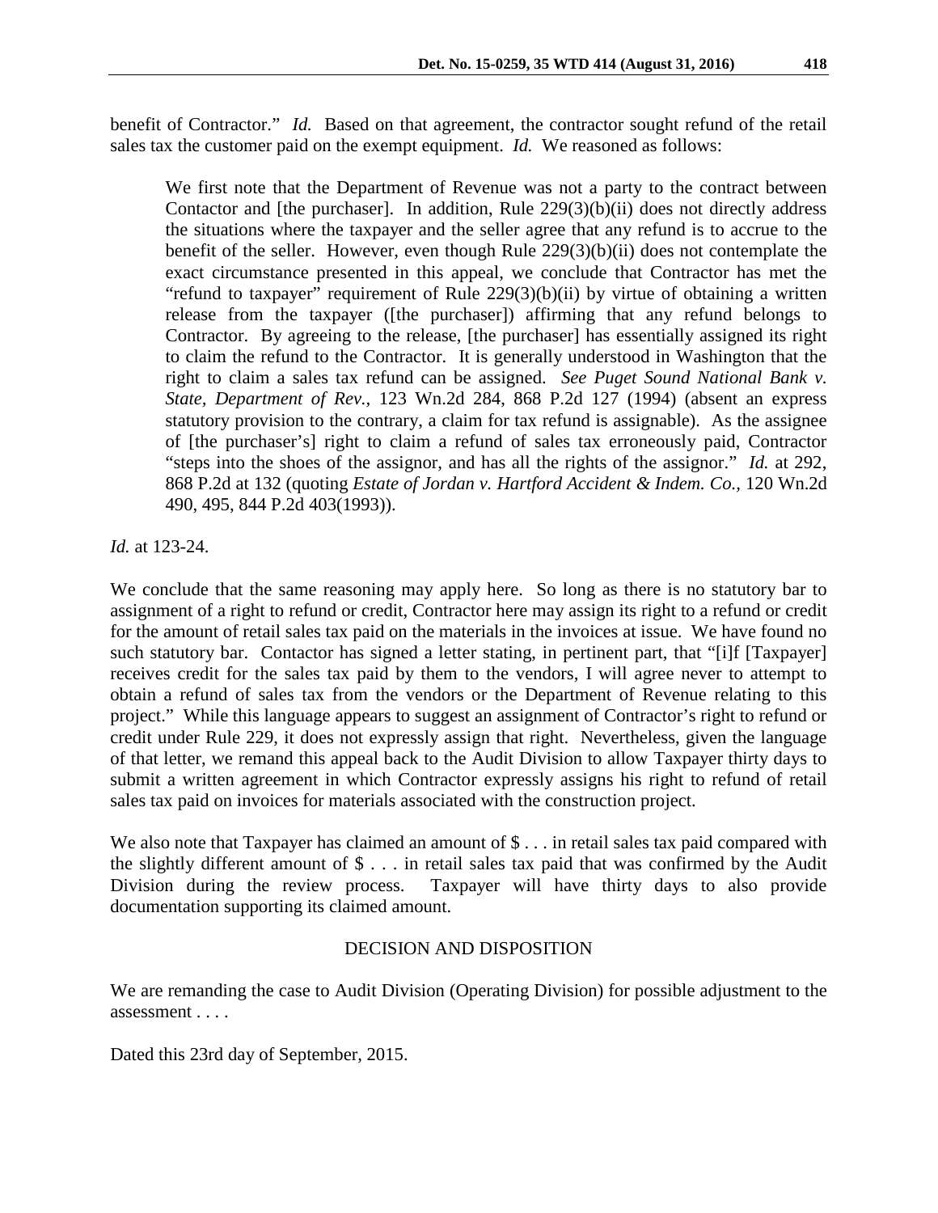benefit of Contractor." *Id.* Based on that agreement, the contractor sought refund of the retail sales tax the customer paid on the exempt equipment. *Id.* We reasoned as follows:

> We first note that the Department of Revenue was not a party to the contract between Contactor and [the purchaser]. In addition, Rule 229(3)(b)(ii) does not directly address the situations where the taxpayer and the seller agree that any refund is to accrue to the benefit of the seller. However, even though Rule 229(3)(b)(ii) does not contemplate the exact circumstance presented in this appeal, we conclude that Contractor has met the "refund to taxpayer" requirement of Rule 229(3)(b)(ii) by virtue of obtaining a written release from the taxpayer ([the purchaser]) affirming that any refund belongs to Contractor. By agreeing to the release, [the purchaser] has essentially assigned its right to claim the refund to the Contractor. It is generally understood in Washington that the right to claim a sales tax refund can be assigned. *See Puget Sound National Bank v. State, Department of Rev.,* 123 Wn.2d 284, 868 P.2d 127 (1994) (absent an express statutory provision to the contrary, a claim for tax refund is assignable). As the assignee of [the purchaser's] right to claim a refund of sales tax erroneously paid, Contractor "steps into the shoes of the assignor, and has all the rights of the assignor." *Id.* at 292, 868 P.2d at 132 (quoting *Estate of Jordan v. Hartford Accident & Indem. Co.,* 120 Wn.2d 490, 495, 844 P.2d 403(1993)).

*Id.* at 123-24.

We conclude that the same reasoning may apply here. So long as there is no statutory bar to assignment of a right to refund or credit, Contractor here may assign its right to a refund or credit for the amount of retail sales tax paid on the materials in the invoices at issue. We have found no such statutory bar. Contactor has signed a letter stating, in pertinent part, that "[i]f [Taxpayer] receives credit for the sales tax paid by them to the vendors, I will agree never to attempt to obtain a refund of sales tax from the vendors or the Department of Revenue relating to this project." While this language appears to suggest an assignment of Contractor's right to refund or credit under Rule 229, it does not expressly assign that right. Nevertheless, given the language of that letter, we remand this appeal back to the Audit Division to allow Taxpayer thirty days to submit a written agreement in which Contractor expressly assigns his right to refund of retail sales tax paid on invoices for materials associated with the construction project.

We also note that Taxpayer has claimed an amount of $ . . . in retail sales tax paid compared with the slightly different amount of $ . . . in retail sales tax paid that was confirmed by the Audit Division during the review process. Taxpayer will have thirty days to also provide documentation supporting its claimed amount.

## DECISION AND DISPOSITION

We are remanding the case to Audit Division (Operating Division) for possible adjustment to the assessment . . . .

Dated this 23rd day of September, 2015.